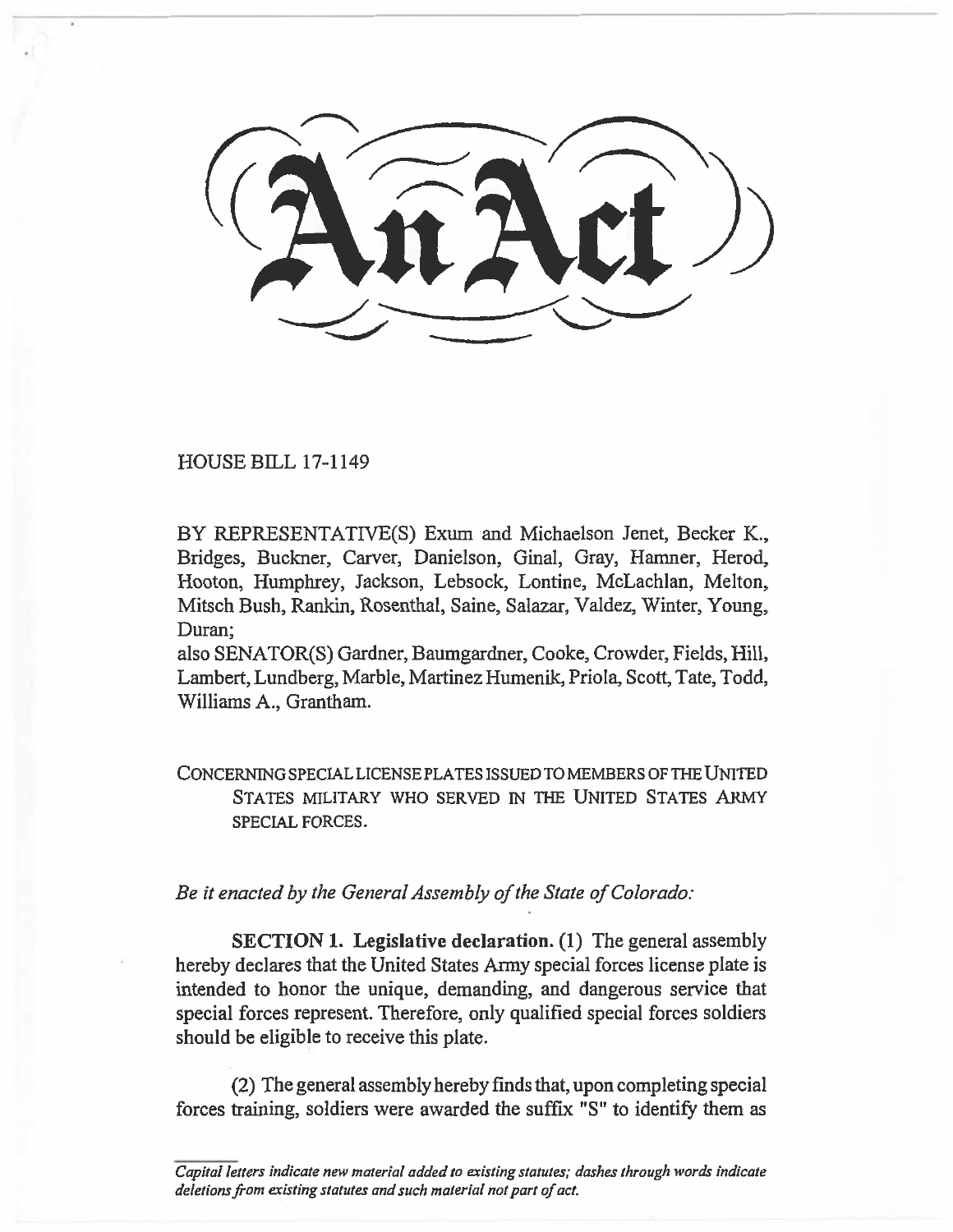# An Act

HOUSE BILL 17-1149

BY REPRESENTATIVE(S) Exum and Michaelson Jenet, Becker K., Bridges, Buckner, Carver, Danielson, Ginal, Gray, Hamner, Herod, Hooton, Humphrey, Jackson, Lebsock, Lontine, McLachlan, Melton, Mitsch Bush, Rankin, Rosenthal, Saine, Salazar, Valdez, Winter, Young, Duran;
also SENATOR(S) Gardner, Baumgardner, Cooke, Crowder, Fields, Hill, Lambert, Lundberg, Marble, Martinez Humenik, Priola, Scott, Tate, Todd, Williams A., Grantham.

CONCERNING SPECIAL LICENSE PLATES ISSUED TO MEMBERS OF THE UNITED STATES MILITARY WHO SERVED IN THE UNITED STATES ARMY SPECIAL FORCES.

*Be it enacted by the General Assembly of the State of Colorado:*

**SECTION 1. Legislative declaration.** (1) The general assembly hereby declares that the United States Army special forces license plate is intended to honor the unique, demanding, and dangerous service that special forces represent. Therefore, only qualified special forces soldiers should be eligible to receive this plate.

(2) The general assembly hereby finds that, upon completing special forces training, soldiers were awarded the suffix "S" to identify them as

*Capital letters indicate new material added to existing statutes; dashes through words indicate deletions from existing statutes and such material not part of act.*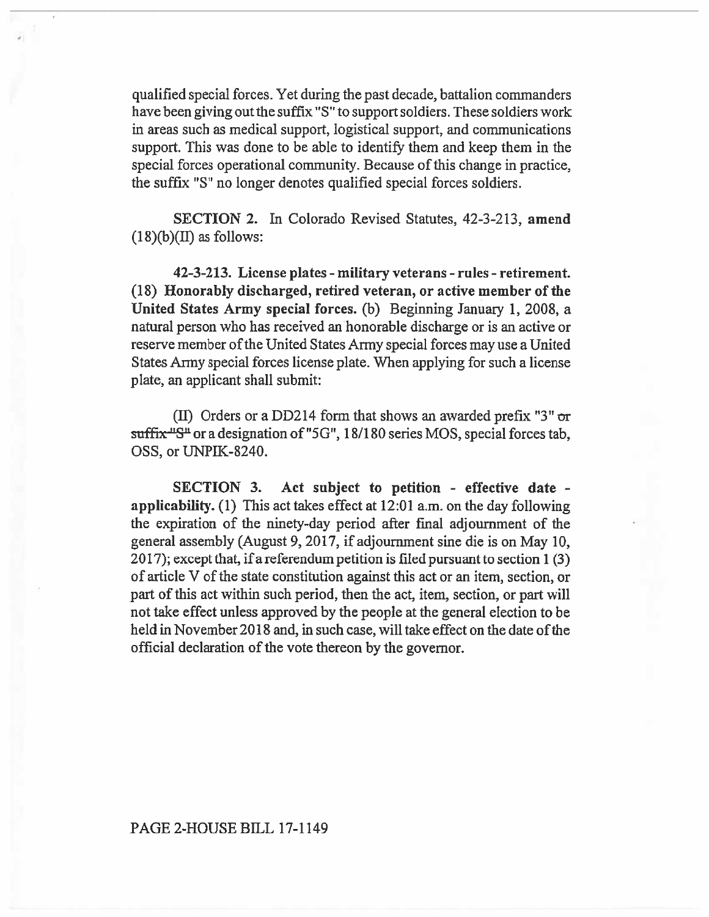qualified special forces. Yet during the past decade, battalion commanders have been giving out the suffix "S" to support soldiers. These soldiers work in areas such as medical support, logistical support, and communications support. This was done to be able to identify them and keep them in the special forces operational community. Because of this change in practice, the suffix "S" no longer denotes qualified special forces soldiers.

**SECTION 2.** In Colorado Revised Statutes, 42-3-213, **amend** (18)(b)(II) as follows:

**42-3-213. License plates - military veterans - rules - retirement.** (18) **Honorably discharged, retired veteran, or active member of the United States Army special forces.** (b) Beginning January 1, 2008, a natural person who has received an honorable discharge or is an active or reserve member of the United States Army special forces may use a United States Army special forces license plate. When applying for such a license plate, an applicant shall submit:

(II) Orders or a DD214 form that shows an awarded prefix "3" ~~or suffix "S"~~ or a designation of "5G", 18/180 series MOS, special forces tab, OSS, or UNPIK-8240.

**SECTION 3. Act subject to petition - effective date - applicability.** (1) This act takes effect at 12:01 a.m. on the day following the expiration of the ninety-day period after final adjournment of the general assembly (August 9, 2017, if adjournment sine die is on May 10, 2017); except that, if a referendum petition is filed pursuant to section 1 (3) of article V of the state constitution against this act or an item, section, or part of this act within such period, then the act, item, section, or part will not take effect unless approved by the people at the general election to be held in November 2018 and, in such case, will take effect on the date of the official declaration of the vote thereon by the governor.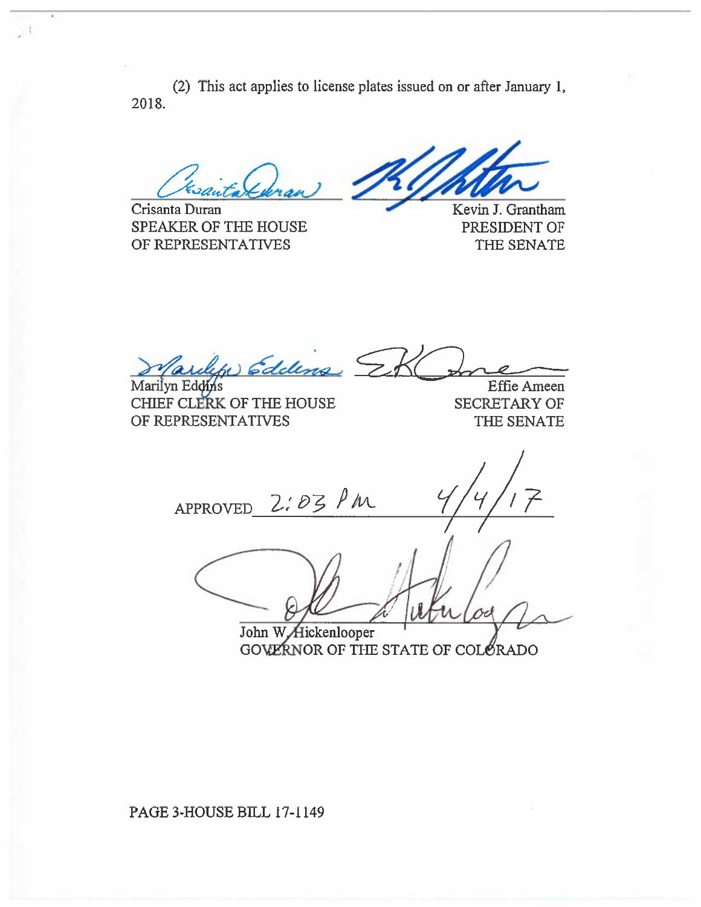(2) This act applies to license plates issued on or after January 1, 2018.

Crisanta Duran
SPEAKER OF THE HOUSE
OF REPRESENTATIVES

Kevin J. Grantham
PRESIDENT OF
THE SENATE

Marilyn Eddins
CHIEF CLERK OF THE HOUSE
OF REPRESENTATIVES

Effie Ameen
SECRETARY OF
THE SENATE

APPROVED 2:03 PM 4/4/17

John W. Hickenlooper
GOVERNOR OF THE STATE OF COLORADO

PAGE 3-HOUSE BILL 17-1149